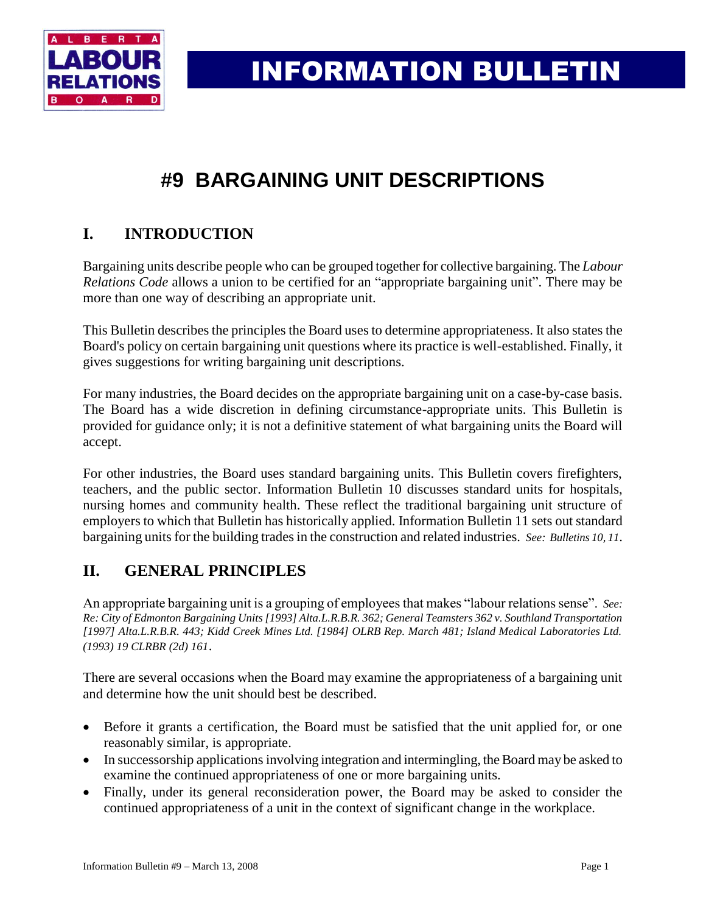# INFORMATION BULLETIN

# #9 BARGAINING UNIT DESCRIPTIONS

## I. INTRODUCTION

Bargaining units describe people who can be grouped together for collective bargaining. The *Labour Relations Code* allows a union to be certified for an "appropriate bargaining unit". There may be more than one way of describing an appropriate unit.

This Bulletin describes the principles the Board uses to determine appropriateness. It also states the Board's policy on certain bargaining unit questions where its practice is well-established. Finally, it gives suggestions for writing bargaining unit descriptions.

For many industries, the Board decides on the appropriate bargaining unit on a case-by-case basis. The Board has a wide discretion in defining circumstance-appropriate units. This Bulletin is provided for guidance only; it is not a definitive statement of what bargaining units the Board will accept.

For other industries, the Board uses standard bargaining units. This Bulletin covers firefighters, teachers, and the public sector. Information Bulletin 10 discusses standard units for hospitals, nursing homes and community health. These reflect the traditional bargaining unit structure of employers to which that Bulletin has historically applied. Information Bulletin 11 sets out standard bargaining units for the building trades in the construction and related industries. *See: Bulletins 10, 11*.

## II. GENERAL PRINCIPLES

An appropriate bargaining unit is a grouping of employees that makes "labour relations sense". *See: Re: City of Edmonton Bargaining Units [1993] Alta.L.R.B.R. 362; General Teamsters 362 v. Southland Transportation [1997] Alta.L.R.B.R. 443; Kidd Creek Mines Ltd. [1984] OLRB Rep. March 481; Island Medical Laboratories Ltd. (1993) 19 CLRBR (2d) 161*.

There are several occasions when the Board may examine the appropriateness of a bargaining unit and determine how the unit should best be described.

- Before it grants a certification, the Board must be satisfied that the unit applied for, or one reasonably similar, is appropriate.
- In successorship applications involving integration and intermingling, the Board may be asked to examine the continued appropriateness of one or more bargaining units.
- Finally, under its general reconsideration power, the Board may be asked to consider the continued appropriateness of a unit in the context of significant change in the workplace.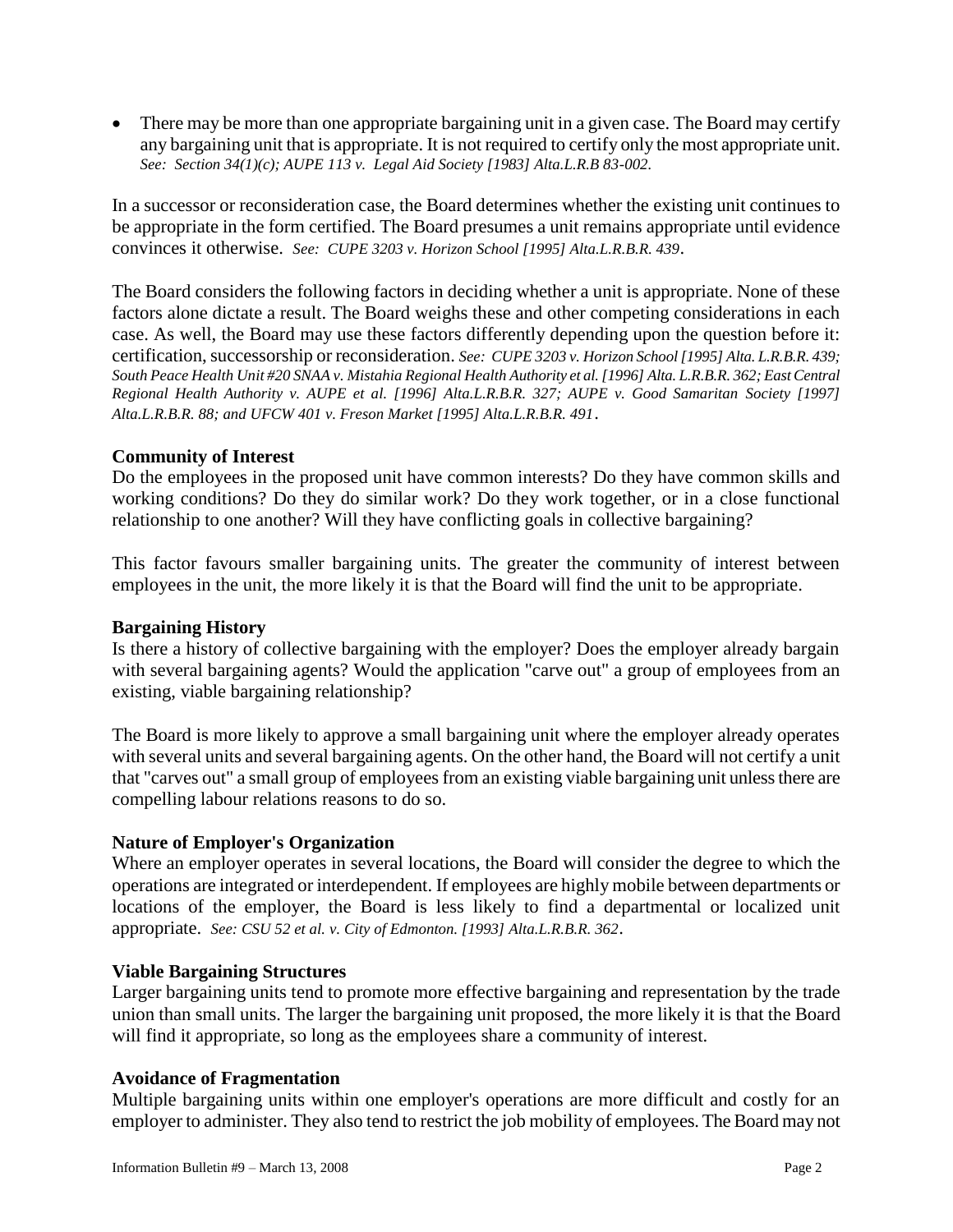- There may be more than one appropriate bargaining unit in a given case. The Board may certify any bargaining unit that is appropriate. It is not required to certify only the most appropriate unit. *See: Section 34(1)(c); AUPE 113 v. Legal Aid Society [1983] Alta.L.R.B 83-002.*

In a successor or reconsideration case, the Board determines whether the existing unit continues to be appropriate in the form certified. The Board presumes a unit remains appropriate until evidence convinces it otherwise. *See: CUPE 3203 v. Horizon School [1995] Alta.L.R.B.R. 439*.

The Board considers the following factors in deciding whether a unit is appropriate. None of these factors alone dictate a result. The Board weighs these and other competing considerations in each case. As well, the Board may use these factors differently depending upon the question before it: certification, successorship or reconsideration. *See: CUPE 3203 v. Horizon School [1995] Alta. L.R.B.R. 439; South Peace Health Unit #20 SNAA v. Mistahia Regional Health Authority et al. [1996] Alta. L.R.B.R. 362; East Central Regional Health Authority v. AUPE et al. [1996] Alta.L.R.B.R. 327; AUPE v. Good Samaritan Society [1997] Alta.L.R.B.R. 88; and UFCW 401 v. Freson Market [1995] Alta.L.R.B.R. 491*.

**Community of Interest**

Do the employees in the proposed unit have common interests? Do they have common skills and working conditions? Do they do similar work? Do they work together, or in a close functional relationship to one another? Will they have conflicting goals in collective bargaining?

This factor favours smaller bargaining units. The greater the community of interest between employees in the unit, the more likely it is that the Board will find the unit to be appropriate.

**Bargaining History**

Is there a history of collective bargaining with the employer? Does the employer already bargain with several bargaining agents? Would the application "carve out" a group of employees from an existing, viable bargaining relationship?

The Board is more likely to approve a small bargaining unit where the employer already operates with several units and several bargaining agents. On the other hand, the Board will not certify a unit that "carves out" a small group of employees from an existing viable bargaining unit unless there are compelling labour relations reasons to do so.

**Nature of Employer's Organization**

Where an employer operates in several locations, the Board will consider the degree to which the operations are integrated or interdependent. If employees are highly mobile between departments or locations of the employer, the Board is less likely to find a departmental or localized unit appropriate. *See: CSU 52 et al. v. City of Edmonton. [1993] Alta.L.R.B.R. 362*.

**Viable Bargaining Structures**

Larger bargaining units tend to promote more effective bargaining and representation by the trade union than small units. The larger the bargaining unit proposed, the more likely it is that the Board will find it appropriate, so long as the employees share a community of interest.

**Avoidance of Fragmentation**

Multiple bargaining units within one employer's operations are more difficult and costly for an employer to administer. They also tend to restrict the job mobility of employees. The Board may not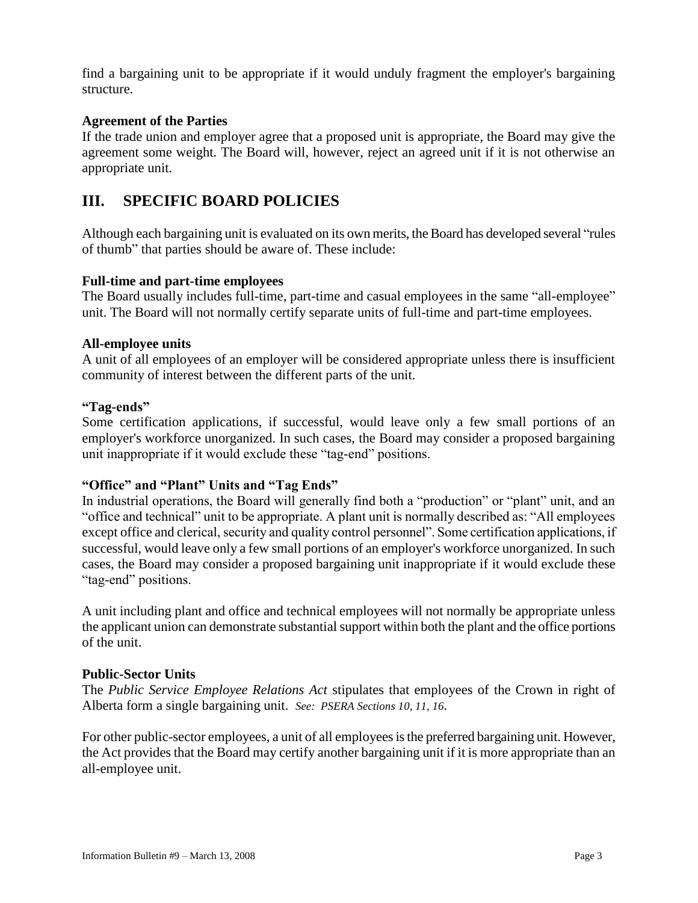find a bargaining unit to be appropriate if it would unduly fragment the employer's bargaining structure.

**Agreement of the Parties**
If the trade union and employer agree that a proposed unit is appropriate, the Board may give the agreement some weight. The Board will, however, reject an agreed unit if it is not otherwise an appropriate unit.

## III. SPECIFIC BOARD POLICIES

Although each bargaining unit is evaluated on its own merits, the Board has developed several "rules of thumb" that parties should be aware of. These include:

**Full-time and part-time employees**
The Board usually includes full-time, part-time and casual employees in the same "all-employee" unit. The Board will not normally certify separate units of full-time and part-time employees.

**All-employee units**
A unit of all employees of an employer will be considered appropriate unless there is insufficient community of interest between the different parts of the unit.

**"Tag-ends"**
Some certification applications, if successful, would leave only a few small portions of an employer's workforce unorganized. In such cases, the Board may consider a proposed bargaining unit inappropriate if it would exclude these "tag-end" positions.

**"Office" and "Plant" Units and "Tag Ends"**
In industrial operations, the Board will generally find both a "production" or "plant" unit, and an "office and technical" unit to be appropriate. A plant unit is normally described as: "All employees except office and clerical, security and quality control personnel". Some certification applications, if successful, would leave only a few small portions of an employer's workforce unorganized. In such cases, the Board may consider a proposed bargaining unit inappropriate if it would exclude these "tag-end" positions.

A unit including plant and office and technical employees will not normally be appropriate unless the applicant union can demonstrate substantial support within both the plant and the office portions of the unit.

**Public-Sector Units**
The *Public Service Employee Relations Act* stipulates that employees of the Crown in right of Alberta form a single bargaining unit. *See: PSERA Sections 10, 11, 16*.

For other public-sector employees, a unit of all employees is the preferred bargaining unit. However, the Act provides that the Board may certify another bargaining unit if it is more appropriate than an all-employee unit.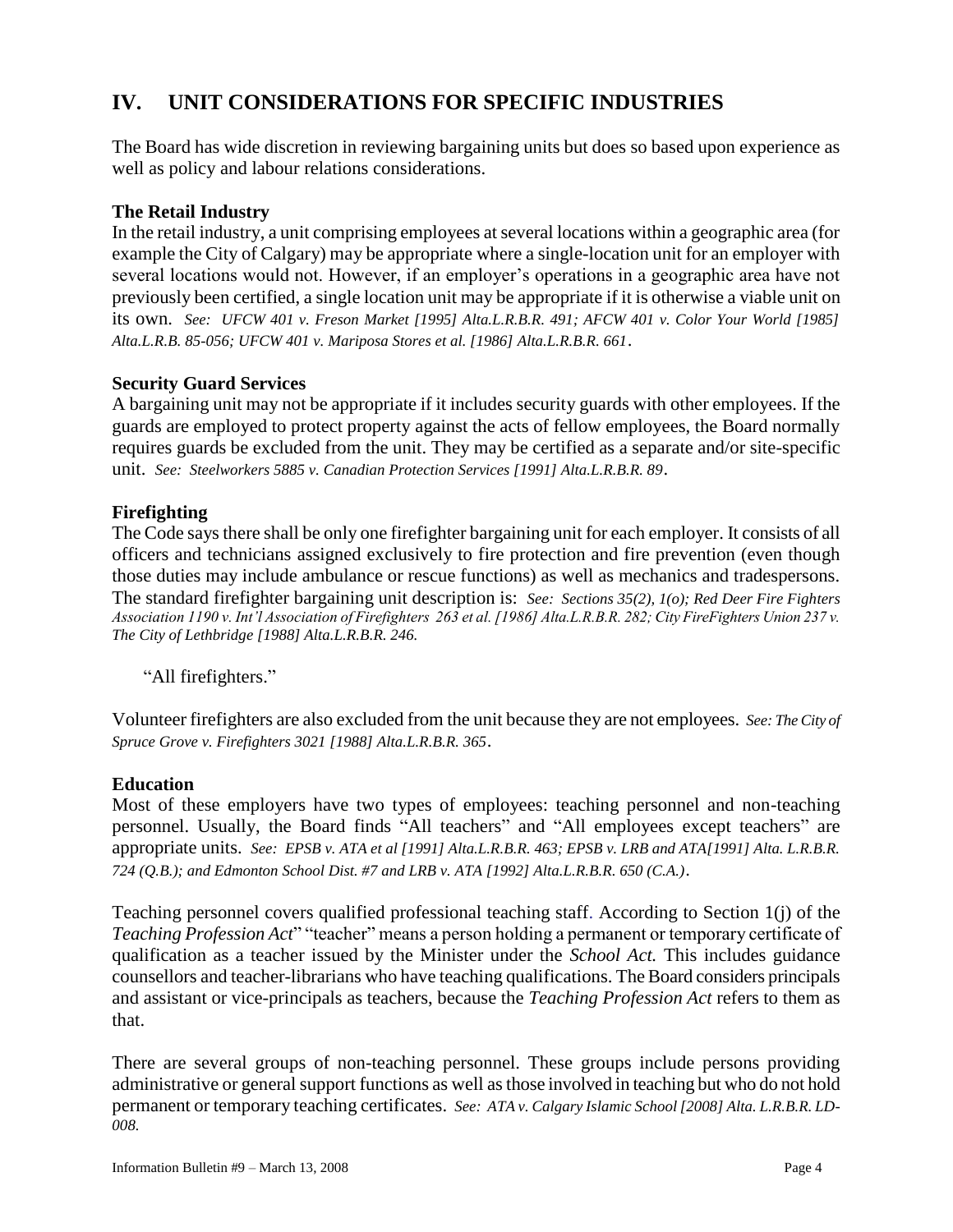## IV. UNIT CONSIDERATIONS FOR SPECIFIC INDUSTRIES

The Board has wide discretion in reviewing bargaining units but does so based upon experience as well as policy and labour relations considerations.

**The Retail Industry**

In the retail industry, a unit comprising employees at several locations within a geographic area (for example the City of Calgary) may be appropriate where a single-location unit for an employer with several locations would not. However, if an employer's operations in a geographic area have not previously been certified, a single location unit may be appropriate if it is otherwise a viable unit on its own. *See: UFCW 401 v. Freson Market [1995] Alta.L.R.B.R. 491; AFCW 401 v. Color Your World [1985] Alta.L.R.B. 85-056; UFCW 401 v. Mariposa Stores et al. [1986] Alta.L.R.B.R. 661*.

**Security Guard Services**

A bargaining unit may not be appropriate if it includes security guards with other employees. If the guards are employed to protect property against the acts of fellow employees, the Board normally requires guards be excluded from the unit. They may be certified as a separate and/or site-specific unit. *See: Steelworkers 5885 v. Canadian Protection Services [1991] Alta.L.R.B.R. 89*.

**Firefighting**

The Code says there shall be only one firefighter bargaining unit for each employer. It consists of all officers and technicians assigned exclusively to fire protection and fire prevention (even though those duties may include ambulance or rescue functions) as well as mechanics and tradespersons. The standard firefighter bargaining unit description is: *See: Sections 35(2), 1(o); Red Deer Fire Fighters Association 1190 v. Int'l Association of Firefighters 263 et al. [1986] Alta.L.R.B.R. 282; City FireFighters Union 237 v. The City of Lethbridge [1988] Alta.L.R.B.R. 246.*

"All firefighters."

Volunteer firefighters are also excluded from the unit because they are not employees. *See: The City of Spruce Grove v. Firefighters 3021 [1988] Alta.L.R.B.R. 365*.

**Education**

Most of these employers have two types of employees: teaching personnel and non-teaching personnel. Usually, the Board finds "All teachers" and "All employees except teachers" are appropriate units. *See: EPSB v. ATA et al [1991] Alta.L.R.B.R. 463; EPSB v. LRB and ATA[1991] Alta. L.R.B.R. 724 (Q.B.); and Edmonton School Dist. #7 and LRB v. ATA [1992] Alta.L.R.B.R. 650 (C.A.)*.

Teaching personnel covers qualified professional teaching staff. According to Section 1(j) of the *Teaching Profession Act*" "teacher" means a person holding a permanent or temporary certificate of qualification as a teacher issued by the Minister under the *School Act.* This includes guidance counsellors and teacher-librarians who have teaching qualifications. The Board considers principals and assistant or vice-principals as teachers, because the *Teaching Profession Act* refers to them as that.

There are several groups of non-teaching personnel. These groups include persons providing administrative or general support functions as well as those involved in teaching but who do not hold permanent or temporary teaching certificates. *See: ATA v. Calgary Islamic School [2008] Alta. L.R.B.R. LD-008.*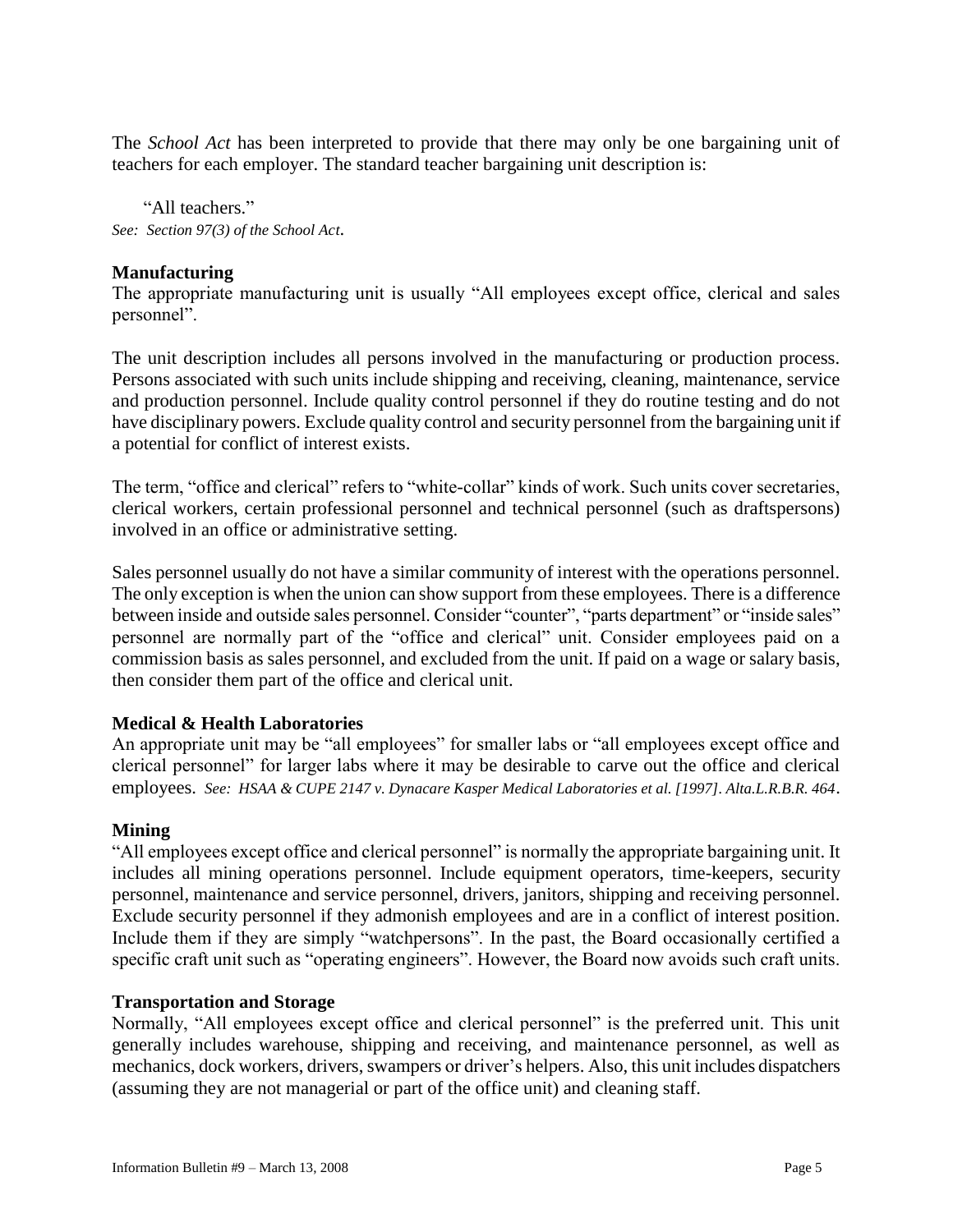The *School Act* has been interpreted to provide that there may only be one bargaining unit of teachers for each employer. The standard teacher bargaining unit description is:

> "All teachers."

*See: Section 97(3) of the School Act.*

### Manufacturing

The appropriate manufacturing unit is usually "All employees except office, clerical and sales personnel".

The unit description includes all persons involved in the manufacturing or production process. Persons associated with such units include shipping and receiving, cleaning, maintenance, service and production personnel. Include quality control personnel if they do routine testing and do not have disciplinary powers. Exclude quality control and security personnel from the bargaining unit if a potential for conflict of interest exists.

The term, "office and clerical" refers to "white-collar" kinds of work. Such units cover secretaries, clerical workers, certain professional personnel and technical personnel (such as draftspersons) involved in an office or administrative setting.

Sales personnel usually do not have a similar community of interest with the operations personnel. The only exception is when the union can show support from these employees. There is a difference between inside and outside sales personnel. Consider "counter", "parts department" or "inside sales" personnel are normally part of the "office and clerical" unit. Consider employees paid on a commission basis as sales personnel, and excluded from the unit. If paid on a wage or salary basis, then consider them part of the office and clerical unit.

### Medical & Health Laboratories

An appropriate unit may be "all employees" for smaller labs or "all employees except office and clerical personnel" for larger labs where it may be desirable to carve out the office and clerical employees. *See: HSAA & CUPE 2147 v. Dynacare Kasper Medical Laboratories et al. [1997]. Alta.L.R.B.R. 464*.

### Mining

"All employees except office and clerical personnel" is normally the appropriate bargaining unit. It includes all mining operations personnel. Include equipment operators, time-keepers, security personnel, maintenance and service personnel, drivers, janitors, shipping and receiving personnel. Exclude security personnel if they admonish employees and are in a conflict of interest position. Include them if they are simply "watchpersons". In the past, the Board occasionally certified a specific craft unit such as "operating engineers". However, the Board now avoids such craft units.

### Transportation and Storage

Normally, "All employees except office and clerical personnel" is the preferred unit. This unit generally includes warehouse, shipping and receiving, and maintenance personnel, as well as mechanics, dock workers, drivers, swampers or driver's helpers. Also, this unit includes dispatchers (assuming they are not managerial or part of the office unit) and cleaning staff.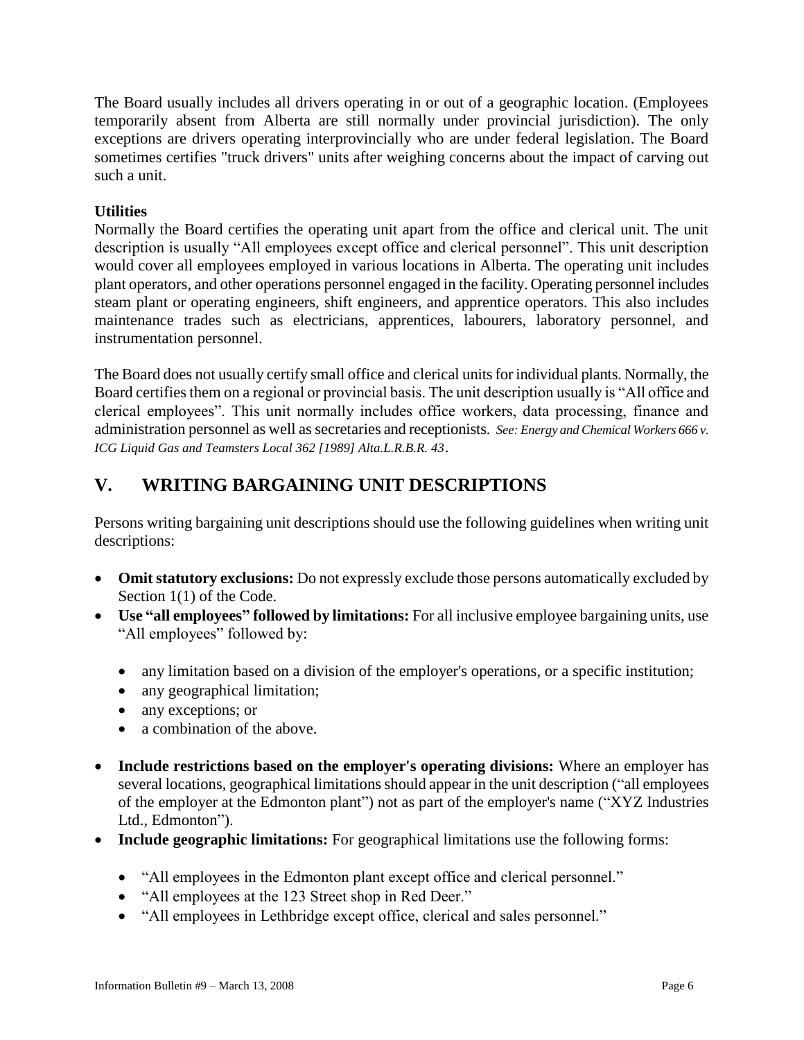The Board usually includes all drivers operating in or out of a geographic location. (Employees temporarily absent from Alberta are still normally under provincial jurisdiction). The only exceptions are drivers operating interprovincially who are under federal legislation. The Board sometimes certifies "truck drivers" units after weighing concerns about the impact of carving out such a unit.

**Utilities**

Normally the Board certifies the operating unit apart from the office and clerical unit. The unit description is usually "All employees except office and clerical personnel". This unit description would cover all employees employed in various locations in Alberta. The operating unit includes plant operators, and other operations personnel engaged in the facility. Operating personnel includes steam plant or operating engineers, shift engineers, and apprentice operators. This also includes maintenance trades such as electricians, apprentices, labourers, laboratory personnel, and instrumentation personnel.

The Board does not usually certify small office and clerical units for individual plants. Normally, the Board certifies them on a regional or provincial basis. The unit description usually is "All office and clerical employees". This unit normally includes office workers, data processing, finance and administration personnel as well as secretaries and receptionists. *See: Energy and Chemical Workers 666 v. ICG Liquid Gas and Teamsters Local 362 [1989] Alta.L.R.B.R. 43*.

## V. WRITING BARGAINING UNIT DESCRIPTIONS

Persons writing bargaining unit descriptions should use the following guidelines when writing unit descriptions:

- **Omit statutory exclusions:** Do not expressly exclude those persons automatically excluded by Section 1(1) of the Code.
- **Use "all employees" followed by limitations:** For all inclusive employee bargaining units, use "All employees" followed by:
  - any limitation based on a division of the employer's operations, or a specific institution;
  - any geographical limitation;
  - any exceptions; or
  - a combination of the above.
- **Include restrictions based on the employer's operating divisions:** Where an employer has several locations, geographical limitations should appear in the unit description ("all employees of the employer at the Edmonton plant") not as part of the employer's name ("XYZ Industries Ltd., Edmonton").
- **Include geographic limitations:** For geographical limitations use the following forms:
  - "All employees in the Edmonton plant except office and clerical personnel."
  - "All employees at the 123 Street shop in Red Deer."
  - "All employees in Lethbridge except office, clerical and sales personnel."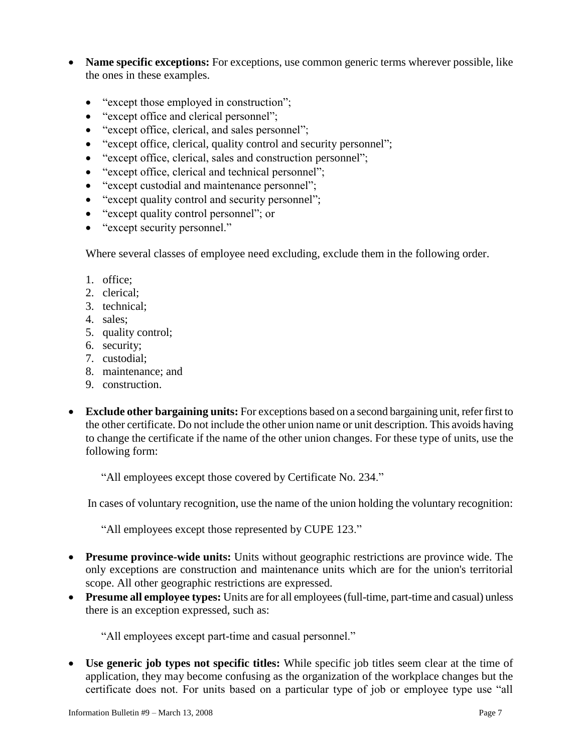- **Name specific exceptions:** For exceptions, use common generic terms wherever possible, like the ones in these examples.

  - "except those employed in construction";
  - "except office and clerical personnel";
  - "except office, clerical, and sales personnel";
  - "except office, clerical, quality control and security personnel";
  - "except office, clerical, sales and construction personnel";
  - "except office, clerical and technical personnel";
  - "except custodial and maintenance personnel";
  - "except quality control and security personnel";
  - "except quality control personnel"; or
  - "except security personnel."

  Where several classes of employee need excluding, exclude them in the following order.

  1. office;
  2. clerical;
  3. technical;
  4. sales;
  5. quality control;
  6. security;
  7. custodial;
  8. maintenance; and
  9. construction.

- **Exclude other bargaining units:** For exceptions based on a second bargaining unit, refer first to the other certificate. Do not include the other union name or unit description. This avoids having to change the certificate if the name of the other union changes. For these type of units, use the following form:

  "All employees except those covered by Certificate No. 234."

  In cases of voluntary recognition, use the name of the union holding the voluntary recognition:

  "All employees except those represented by CUPE 123."

- **Presume province-wide units:** Units without geographic restrictions are province wide. The only exceptions are construction and maintenance units which are for the union's territorial scope. All other geographic restrictions are expressed.
- **Presume all employee types:** Units are for all employees (full-time, part-time and casual) unless there is an exception expressed, such as:

  "All employees except part-time and casual personnel."

- **Use generic job types not specific titles:** While specific job titles seem clear at the time of application, they may become confusing as the organization of the workplace changes but the certificate does not. For units based on a particular type of job or employee type use "all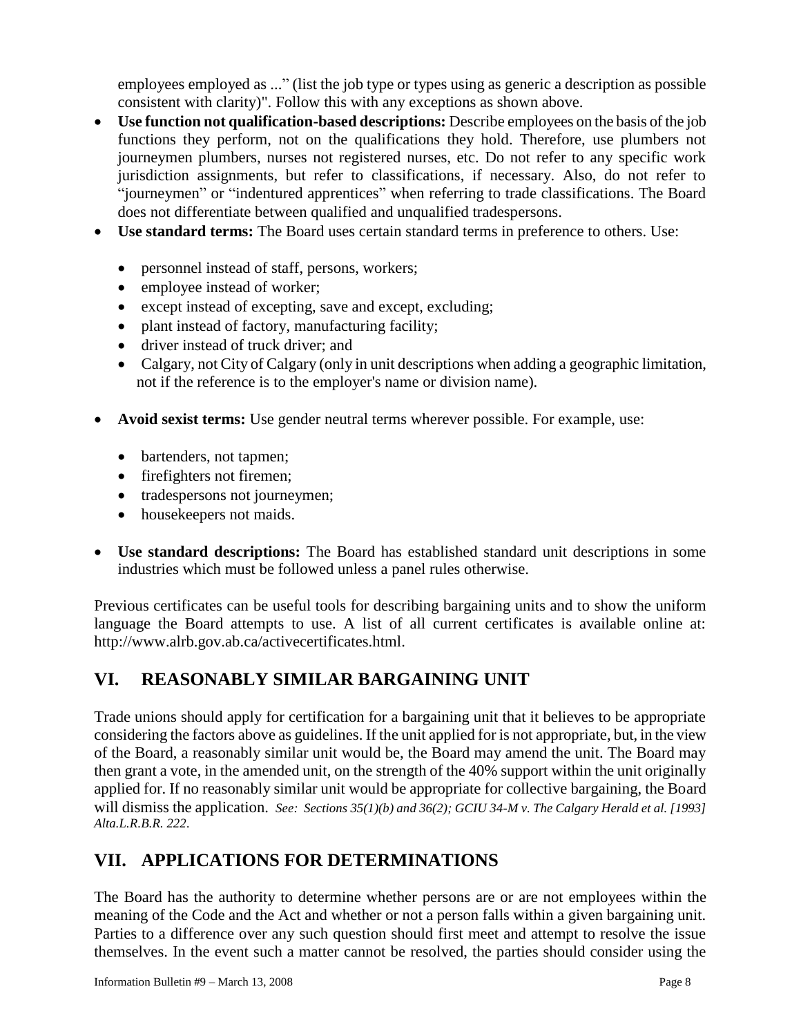employees employed as ..." (list the job type or types using as generic a description as possible consistent with clarity)". Follow this with any exceptions as shown above.

- **Use function not qualification-based descriptions:** Describe employees on the basis of the job functions they perform, not on the qualifications they hold. Therefore, use plumbers not journeymen plumbers, nurses not registered nurses, etc. Do not refer to any specific work jurisdiction assignments, but refer to classifications, if necessary. Also, do not refer to "journeymen" or "indentured apprentices" when referring to trade classifications. The Board does not differentiate between qualified and unqualified tradespersons.
- **Use standard terms:** The Board uses certain standard terms in preference to others. Use:
  - personnel instead of staff, persons, workers;
  - employee instead of worker;
  - except instead of excepting, save and except, excluding;
  - plant instead of factory, manufacturing facility;
  - driver instead of truck driver; and
  - Calgary, not City of Calgary (only in unit descriptions when adding a geographic limitation, not if the reference is to the employer's name or division name).
- **Avoid sexist terms:** Use gender neutral terms wherever possible. For example, use:
  - bartenders, not tapmen;
  - firefighters not firemen;
  - tradespersons not journeymen;
  - housekeepers not maids.
- **Use standard descriptions:** The Board has established standard unit descriptions in some industries which must be followed unless a panel rules otherwise.

Previous certificates can be useful tools for describing bargaining units and to show the uniform language the Board attempts to use. A list of all current certificates is available online at: http://www.alrb.gov.ab.ca/activecertificates.html.

## VI. REASONABLY SIMILAR BARGAINING UNIT

Trade unions should apply for certification for a bargaining unit that it believes to be appropriate considering the factors above as guidelines. If the unit applied for is not appropriate, but, in the view of the Board, a reasonably similar unit would be, the Board may amend the unit. The Board may then grant a vote, in the amended unit, on the strength of the 40% support within the unit originally applied for. If no reasonably similar unit would be appropriate for collective bargaining, the Board will dismiss the application. *See: Sections 35(1)(b) and 36(2); GCIU 34-M v. The Calgary Herald et al. [1993] Alta.L.R.B.R. 222.*

## VII. APPLICATIONS FOR DETERMINATIONS

The Board has the authority to determine whether persons are or are not employees within the meaning of the Code and the Act and whether or not a person falls within a given bargaining unit. Parties to a difference over any such question should first meet and attempt to resolve the issue themselves. In the event such a matter cannot be resolved, the parties should consider using the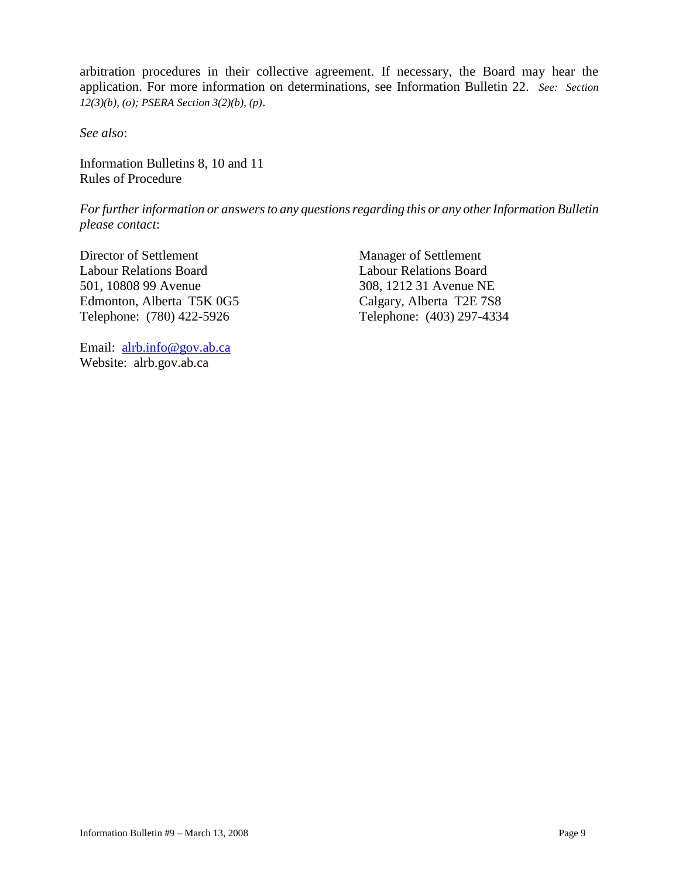arbitration procedures in their collective agreement. If necessary, the Board may hear the application. For more information on determinations, see Information Bulletin 22. *See: Section 12(3)(b), (o); PSERA Section 3(2)(b), (p)*.

*See also*:

Information Bulletins 8, 10 and 11
Rules of Procedure

*For further information or answers to any questions regarding this or any other Information Bulletin please contact*:

Director of Settlement
Labour Relations Board
501, 10808 99 Avenue
Edmonton, Alberta  T5K 0G5
Telephone:  (780) 422-5926

Manager of Settlement
Labour Relations Board
308, 1212 31 Avenue NE
Calgary, Alberta  T2E 7S8
Telephone:  (403) 297-4334

Email:  alrb.info@gov.ab.ca
Website:  alrb.gov.ab.ca